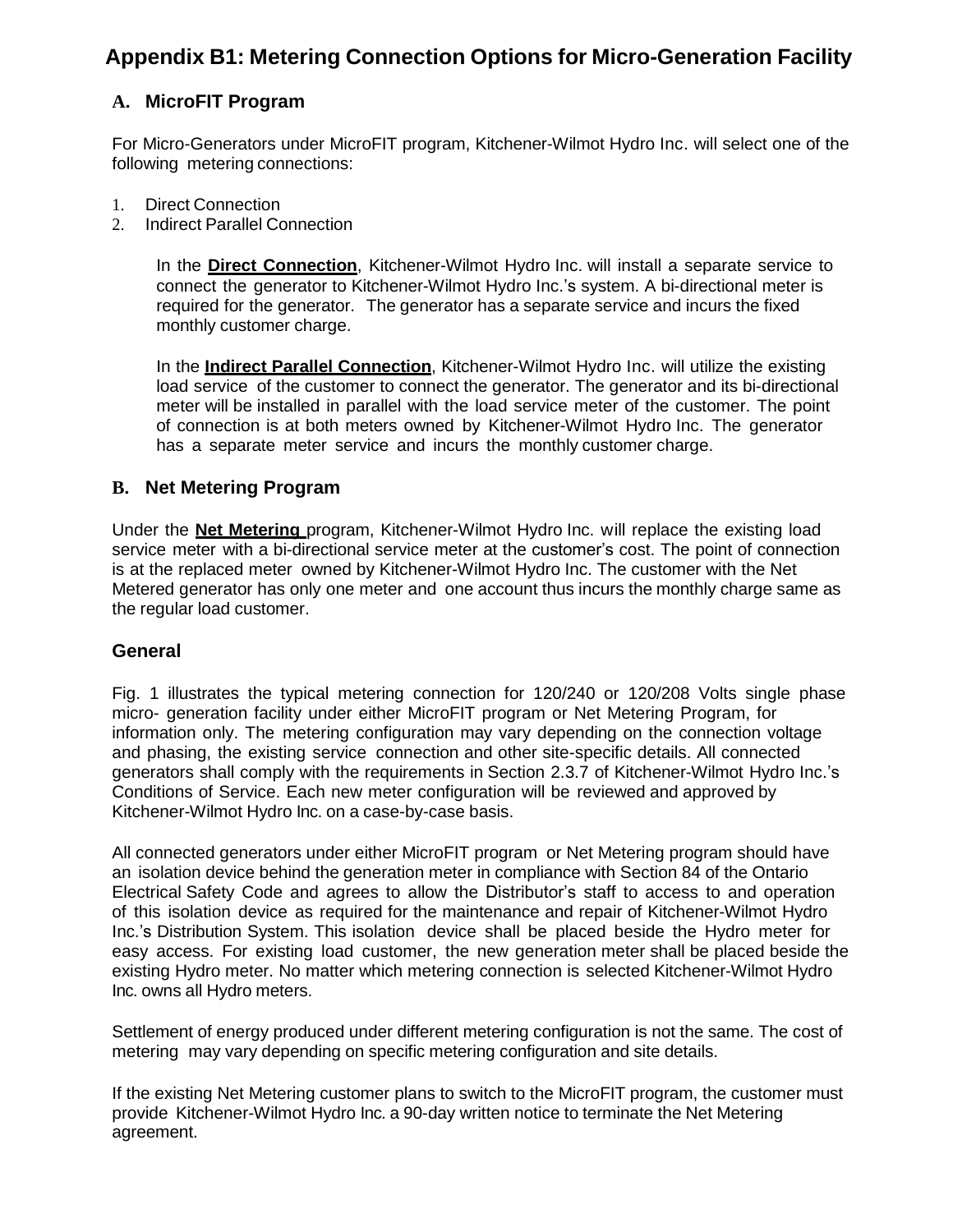# Appendix B1: Metering Connection Options for Micro-Generation Facility

## A. MicroFIT Program

For Micro-Generators under MicroFIT program, Kitchener-Wilmot Hydro Inc. will select one of the following metering connections:

1. Direct Connection
2. Indirect Parallel Connection

In the **Direct Connection**, Kitchener-Wilmot Hydro Inc. will install a separate service to connect the generator to Kitchener-Wilmot Hydro Inc.'s system. A bi-directional meter is required for the generator. The generator has a separate service and incurs the fixed monthly customer charge.

In the **Indirect Parallel Connection**, Kitchener-Wilmot Hydro Inc. will utilize the existing load service of the customer to connect the generator. The generator and its bi-directional meter will be installed in parallel with the load service meter of the customer. The point of connection is at both meters owned by Kitchener-Wilmot Hydro Inc. The generator has a separate meter service and incurs the monthly customer charge.

## B. Net Metering Program

Under the **Net Metering** program, Kitchener-Wilmot Hydro Inc. will replace the existing load service meter with a bi-directional service meter at the customer's cost. The point of connection is at the replaced meter owned by Kitchener-Wilmot Hydro Inc. The customer with the Net Metered generator has only one meter and one account thus incurs the monthly charge same as the regular load customer.

## General

Fig. 1 illustrates the typical metering connection for 120/240 or 120/208 Volts single phase micro- generation facility under either MicroFIT program or Net Metering Program, for information only. The metering configuration may vary depending on the connection voltage and phasing, the existing service connection and other site-specific details. All connected generators shall comply with the requirements in Section 2.3.7 of Kitchener-Wilmot Hydro Inc.'s Conditions of Service. Each new meter configuration will be reviewed and approved by Kitchener-Wilmot Hydro Inc. on a case-by-case basis.

All connected generators under either MicroFIT program or Net Metering program should have an isolation device behind the generation meter in compliance with Section 84 of the Ontario Electrical Safety Code and agrees to allow the Distributor's staff to access to and operation of this isolation device as required for the maintenance and repair of Kitchener-Wilmot Hydro Inc.'s Distribution System. This isolation device shall be placed beside the Hydro meter for easy access. For existing load customer, the new generation meter shall be placed beside the existing Hydro meter. No matter which metering connection is selected Kitchener-Wilmot Hydro Inc. owns all Hydro meters.

Settlement of energy produced under different metering configuration is not the same. The cost of metering may vary depending on specific metering configuration and site details.

If the existing Net Metering customer plans to switch to the MicroFIT program, the customer must provide Kitchener-Wilmot Hydro Inc. a 90-day written notice to terminate the Net Metering agreement.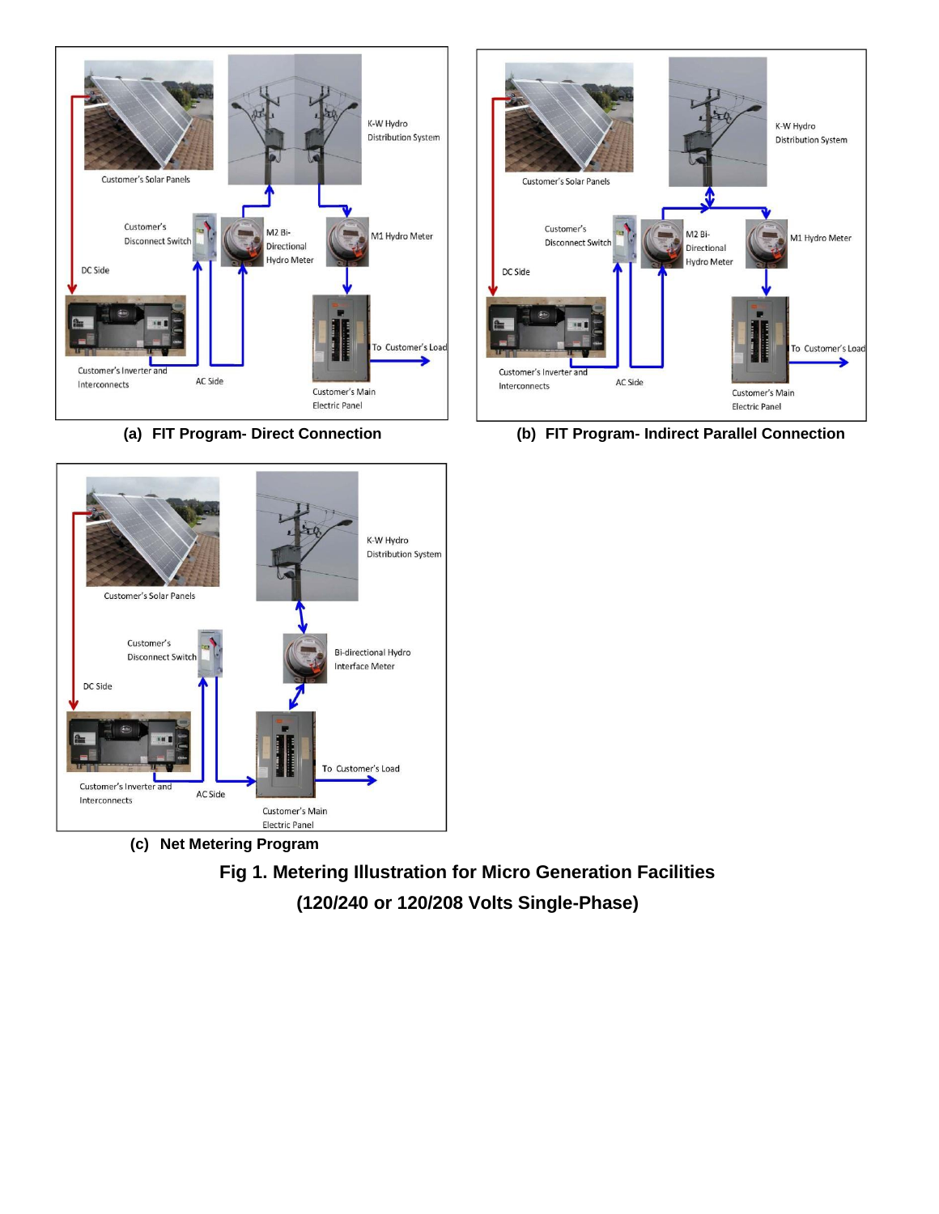Customer's Solar Panels

K-W Hydro Distribution System

Customer's Disconnect Switch

M2 Bi-Directional Hydro Meter

M1 Hydro Meter

DC Side

To Customer's Load

Customer's Inverter and Interconnects

AC Side

Customer's Main Electric Panel

**(a) FIT Program- Direct Connection**

Customer's Solar Panels

K-W Hydro Distribution System

Customer's Disconnect Switch

M2 Bi-Directional Hydro Meter

M1 Hydro Meter

DC Side

To Customer's Load

Customer's Inverter and Interconnects

AC Side

Customer's Main Electric Panel

**(b) FIT Program- Indirect Parallel Connection**

Customer's Solar Panels

K-W Hydro Distribution System

Customer's Disconnect Switch

Bi-directional Hydro Interface Meter

DC Side

Customer's Inverter and Interconnects

AC Side

To Customer's Load

Customer's Main Electric Panel

**(c) Net Metering Program**

**Fig 1. Metering Illustration for Micro Generation Facilities**

**(120/240 or 120/208 Volts Single-Phase)**